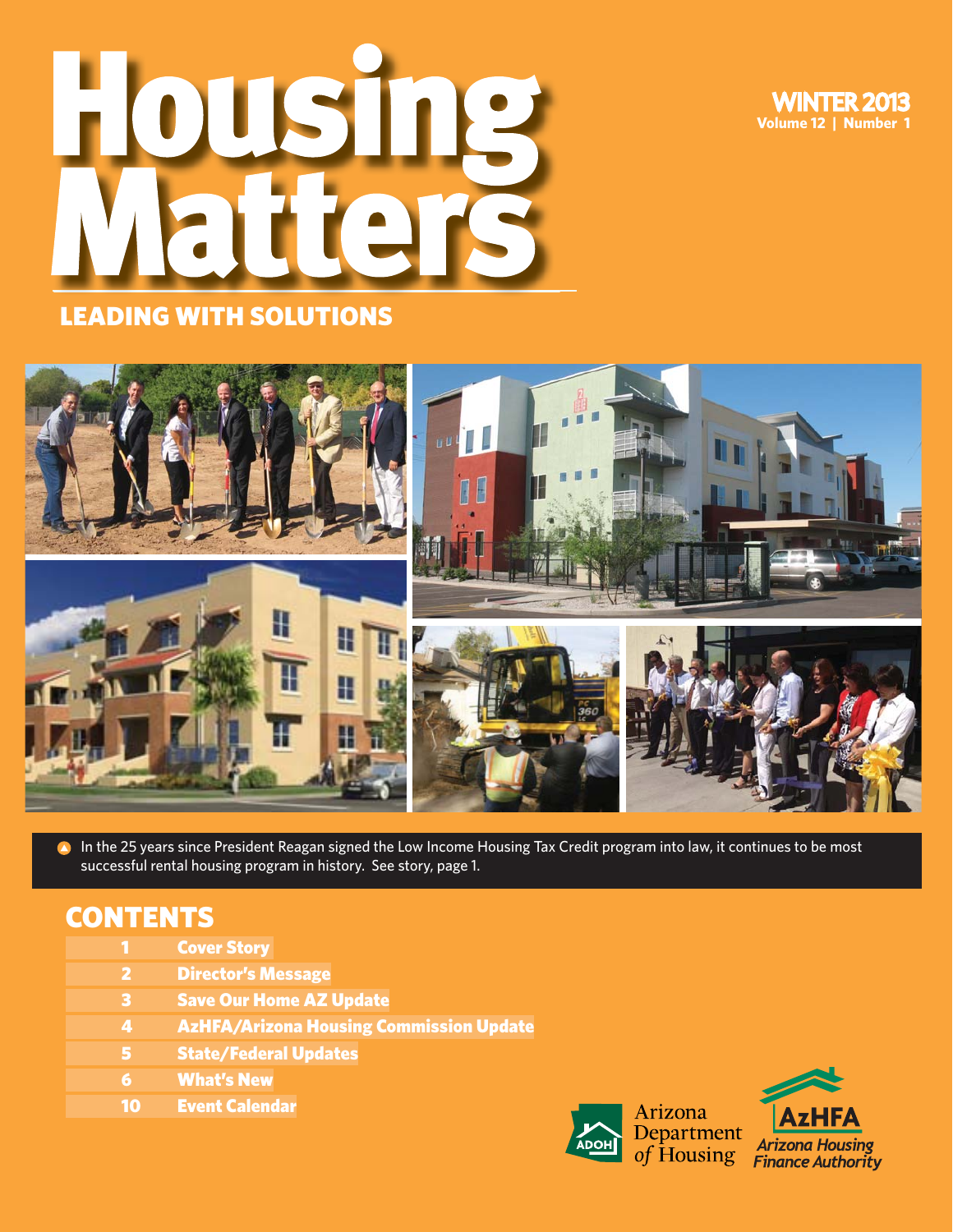# Housing Matters

**WINTER 2013**
**Volume 12 | Number 1**

## LEADING WITH SOLUTIONS

In the 25 years since President Reagan signed the Low Income Housing Tax Credit program into law, it continues to be most successful rental housing program in history. See story, page 1.

## CONTENTS

| | |
|---|---|
| 1 | Cover Story |
| 2 | Director's Message |
| 3 | Save Our Home AZ Update |
| 4 | AzHFA/Arizona Housing Commission Update |
| 5 | State/Federal Updates |
| 6 | What's New |
| 10 | Event Calendar |

ADOH Arizona Department of Housing

AzHFA Arizona Housing Finance Authority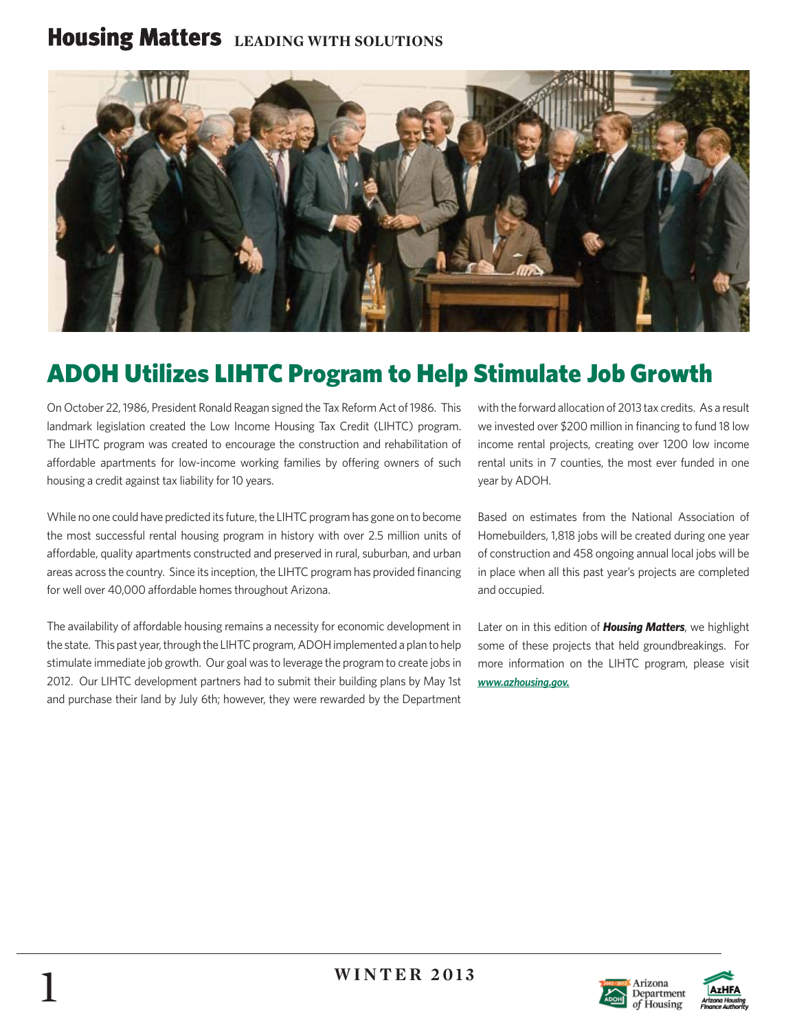# ADOH Utilizes LIHTC Program to Help Stimulate Job Growth

On October 22, 1986, President Ronald Reagan signed the Tax Reform Act of 1986. This landmark legislation created the Low Income Housing Tax Credit (LIHTC) program. The LIHTC program was created to encourage the construction and rehabilitation of affordable apartments for low-income working families by offering owners of such housing a credit against tax liability for 10 years.

While no one could have predicted its future, the LIHTC program has gone on to become the most successful rental housing program in history with over 2.5 million units of affordable, quality apartments constructed and preserved in rural, suburban, and urban areas across the country. Since its inception, the LIHTC program has provided financing for well over 40,000 affordable homes throughout Arizona.

The availability of affordable housing remains a necessity for economic development in the state. This past year, through the LIHTC program, ADOH implemented a plan to help stimulate immediate job growth. Our goal was to leverage the program to create jobs in 2012. Our LIHTC development partners had to submit their building plans by May 1st and purchase their land by July 6th; however, they were rewarded by the Department with the forward allocation of 2013 tax credits. As a result we invested over $200 million in financing to fund 18 low income rental projects, creating over 1200 low income rental units in 7 counties, the most ever funded in one year by ADOH.

Based on estimates from the National Association of Homebuilders, 1,818 jobs will be created during one year of construction and 458 ongoing annual local jobs will be in place when all this past year's projects are completed and occupied.

Later on in this edition of ***Housing Matters***, we highlight some of these projects that held groundbreakings. For more information on the LIHTC program, please visit ***www.azhousing.gov.***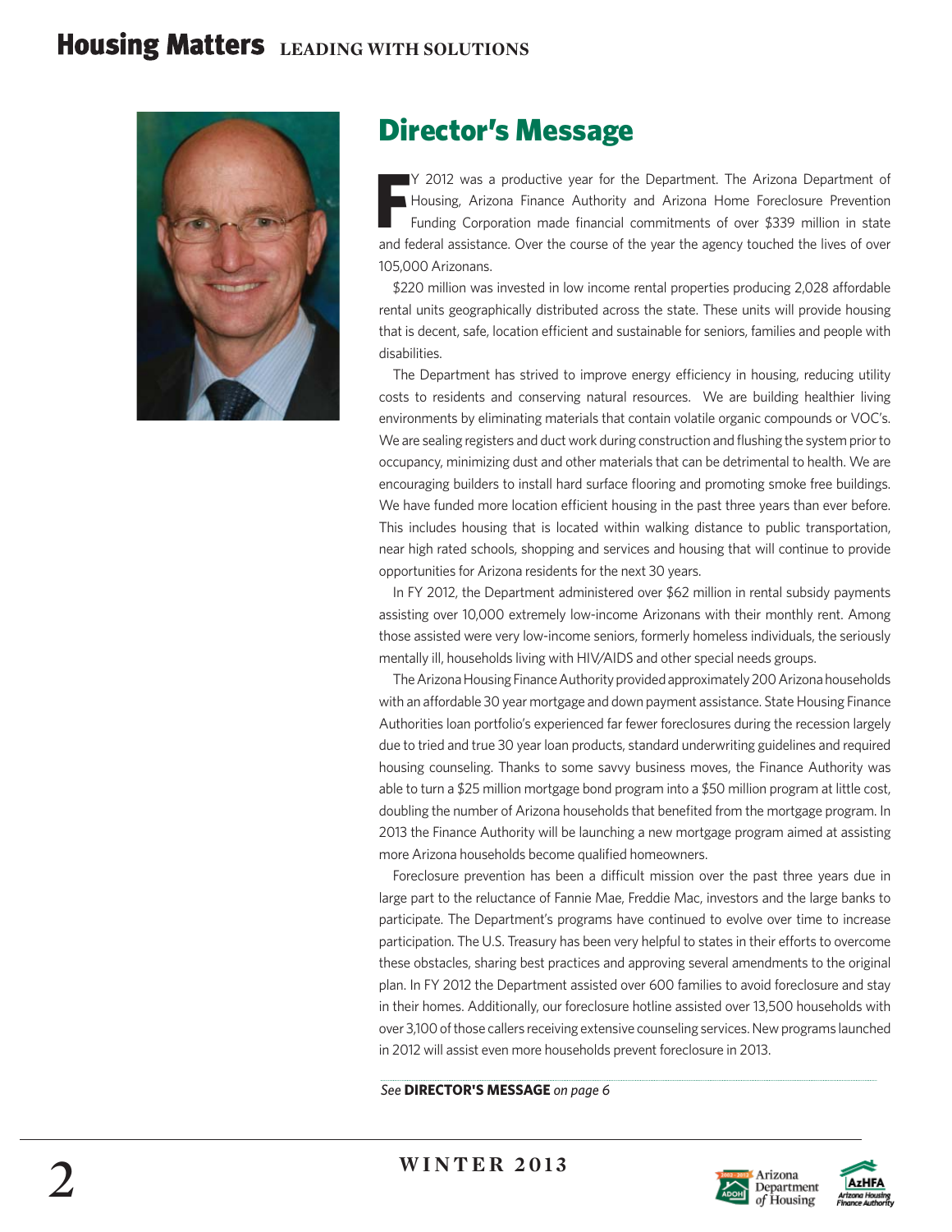## Director's Message

FY 2012 was a productive year for the Department. The Arizona Department of Housing, Arizona Finance Authority and Arizona Home Foreclosure Prevention Funding Corporation made financial commitments of over $339 million in state and federal assistance. Over the course of the year the agency touched the lives of over 105,000 Arizonans.

$220 million was invested in low income rental properties producing 2,028 affordable rental units geographically distributed across the state. These units will provide housing that is decent, safe, location efficient and sustainable for seniors, families and people with disabilities.

The Department has strived to improve energy efficiency in housing, reducing utility costs to residents and conserving natural resources. We are building healthier living environments by eliminating materials that contain volatile organic compounds or VOC's. We are sealing registers and duct work during construction and flushing the system prior to occupancy, minimizing dust and other materials that can be detrimental to health. We are encouraging builders to install hard surface flooring and promoting smoke free buildings. We have funded more location efficient housing in the past three years than ever before. This includes housing that is located within walking distance to public transportation, near high rated schools, shopping and services and housing that will continue to provide opportunities for Arizona residents for the next 30 years.

In FY 2012, the Department administered over $62 million in rental subsidy payments assisting over 10,000 extremely low-income Arizonans with their monthly rent. Among those assisted were very low-income seniors, formerly homeless individuals, the seriously mentally ill, households living with HIV/AIDS and other special needs groups.

The Arizona Housing Finance Authority provided approximately 200 Arizona households with an affordable 30 year mortgage and down payment assistance. State Housing Finance Authorities loan portfolio's experienced far fewer foreclosures during the recession largely due to tried and true 30 year loan products, standard underwriting guidelines and required housing counseling. Thanks to some savvy business moves, the Finance Authority was able to turn a $25 million mortgage bond program into a $50 million program at little cost, doubling the number of Arizona households that benefited from the mortgage program. In 2013 the Finance Authority will be launching a new mortgage program aimed at assisting more Arizona households become qualified homeowners.

Foreclosure prevention has been a difficult mission over the past three years due in large part to the reluctance of Fannie Mae, Freddie Mac, investors and the large banks to participate. The Department's programs have continued to evolve over time to increase participation. The U.S. Treasury has been very helpful to states in their efforts to overcome these obstacles, sharing best practices and approving several amendments to the original plan. In FY 2012 the Department assisted over 600 families to avoid foreclosure and stay in their homes. Additionally, our foreclosure hotline assisted over 13,500 households with over 3,100 of those callers receiving extensive counseling services. New programs launched in 2012 will assist even more households prevent foreclosure in 2013.

*See* **DIRECTOR'S MESSAGE** *on page 6*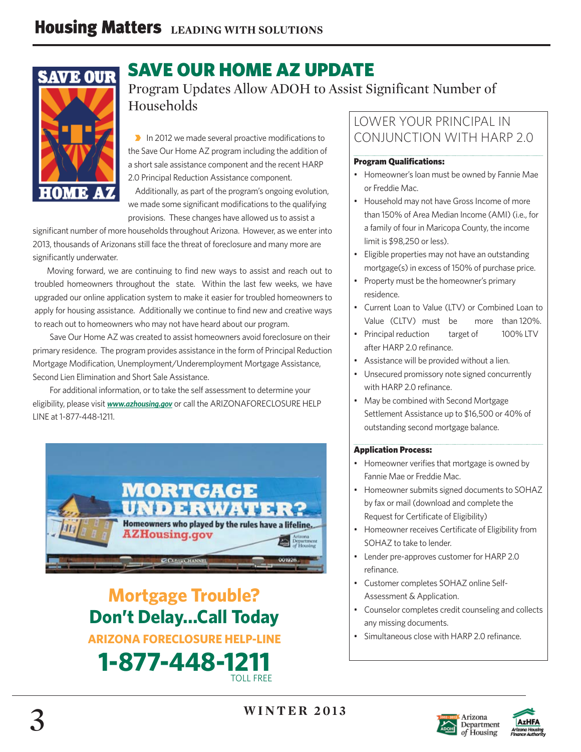# SAVE OUR HOME AZ UPDATE

## Program Updates Allow ADOH to Assist Significant Number of Households

In 2012 we made several proactive modifications to the Save Our Home AZ program including the addition of a short sale assistance component and the recent HARP 2.0 Principal Reduction Assistance component.

Additionally, as part of the program's ongoing evolution, we made some significant modifications to the qualifying provisions. These changes have allowed us to assist a significant number of more households throughout Arizona. However, as we enter into 2013, thousands of Arizonans still face the threat of foreclosure and many more are significantly underwater.

Moving forward, we are continuing to find new ways to assist and reach out to troubled homeowners throughout the state. Within the last few weeks, we have upgraded our online application system to make it easier for troubled homeowners to apply for housing assistance. Additionally we continue to find new and creative ways to reach out to homeowners who may not have heard about our program.

Save Our Home AZ was created to assist homeowners avoid foreclosure on their primary residence. The program provides assistance in the form of Principal Reduction Mortgage Modification, Unemployment/Underemployment Mortgage Assistance, Second Lien Elimination and Short Sale Assistance.

For additional information, or to take the self assessment to determine your eligibility, please visit ***www.azhousing.gov*** or call the ARIZONAFORECLOSURE HELP LINE at 1-877-448-1211.

**Mortgage Trouble?**
**Don't Delay...Call Today**
**ARIZONA FORECLOSURE HELP-LINE**
**1-877-448-1211**
TOLL FREE

## LOWER YOUR PRINCIPAL IN CONJUNCTION WITH HARP 2.0

**Program Qualifications:**

- Homeowner's loan must be owned by Fannie Mae or Freddie Mac.
- Household may not have Gross Income of more than 150% of Area Median Income (AMI) (i.e., for a family of four in Maricopa County, the income limit is $98,250 or less).
- Eligible properties may not have an outstanding mortgage(s) in excess of 150% of purchase price.
- Property must be the homeowner's primary residence.
- Current Loan to Value (LTV) or Combined Loan to Value (CLTV) must be more than 120%.
- Principal reduction target of 100% LTV after HARP 2.0 refinance.
- Assistance will be provided without a lien.
- Unsecured promissory note signed concurrently with HARP 2.0 refinance.
- May be combined with Second Mortgage Settlement Assistance up to $16,500 or 40% of outstanding second mortgage balance.

**Application Process:**

- Homeowner verifies that mortgage is owned by Fannie Mae or Freddie Mac.
- Homeowner submits signed documents to SOHAZ by fax or mail (download and complete the Request for Certificate of Eligibility)
- Homeowner receives Certificate of Eligibility from SOHAZ to take to lender.
- Lender pre-approves customer for HARP 2.0 refinance.
- Customer completes SOHAZ online Self-Assessment & Application.
- Counselor completes credit counseling and collects any missing documents.
- Simultaneous close with HARP 2.0 refinance.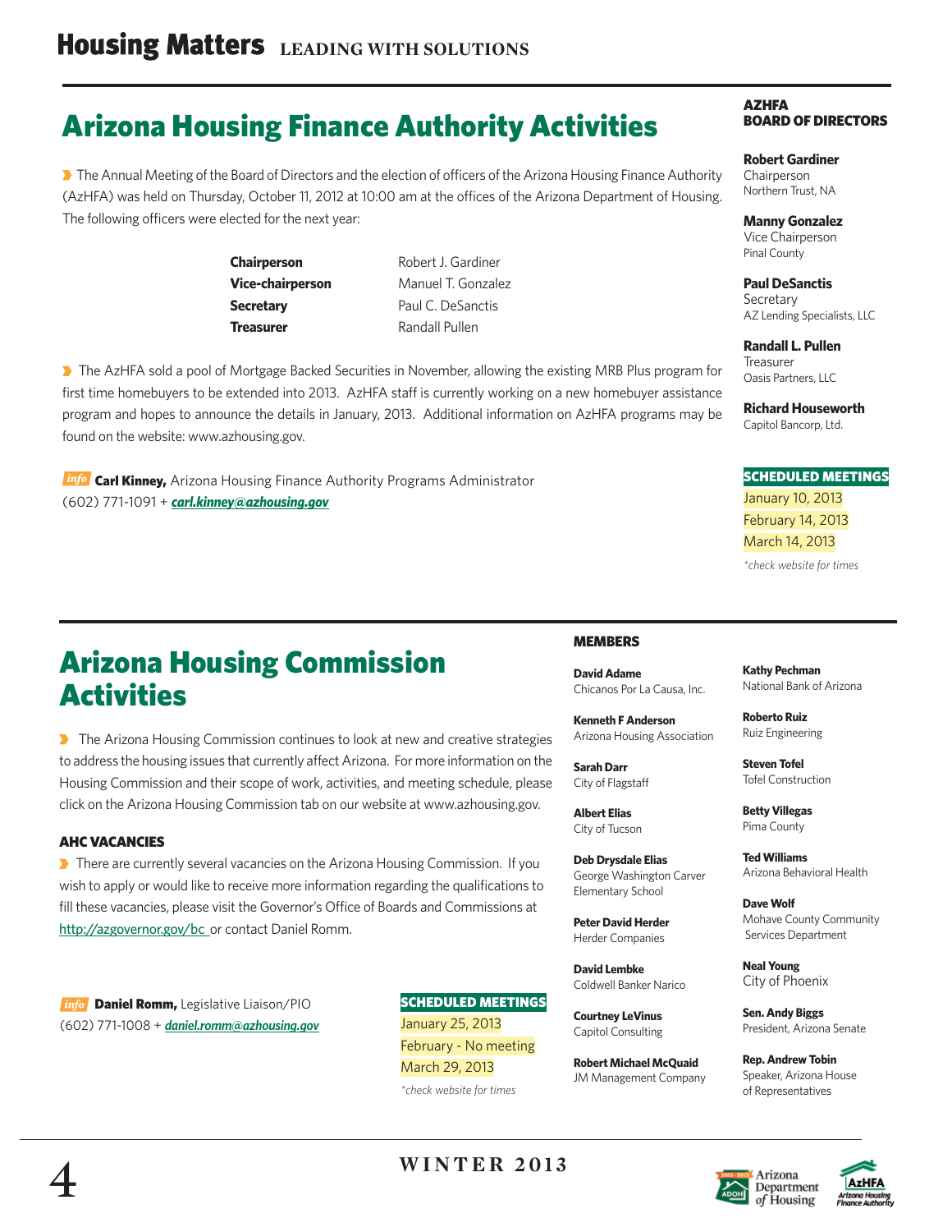# Arizona Housing Finance Authority Activities

The Annual Meeting of the Board of Directors and the election of officers of the Arizona Housing Finance Authority (AzHFA) was held on Thursday, October 11, 2012 at 10:00 am at the offices of the Arizona Department of Housing. The following officers were elected for the next year:

| | |
|---|---|
| **Chairperson** | Robert J. Gardiner |
| **Vice-chairperson** | Manuel T. Gonzalez |
| **Secretary** | Paul C. DeSanctis |
| **Treasurer** | Randall Pullen |

The AzHFA sold a pool of Mortgage Backed Securities in November, allowing the existing MRB Plus program for first time homebuyers to be extended into 2013. AzHFA staff is currently working on a new homebuyer assistance program and hopes to announce the details in January, 2013. Additional information on AzHFA programs may be found on the website: www.azhousing.gov.

*info* **Carl Kinney,** Arizona Housing Finance Authority Programs Administrator
(602) 771-1091 + ***carl.kinney@azhousing.gov***

### AZHFA BOARD OF DIRECTORS

**Robert Gardiner**
Chairperson
Northern Trust, NA

**Manny Gonzalez**
Vice Chairperson
Pinal County

**Paul DeSanctis**
Secretary
AZ Lending Specialists, LLC

**Randall L. Pullen**
Treasurer
Oasis Partners, LLC

**Richard Houseworth**
Capitol Bancorp, Ltd.

### SCHEDULED MEETINGS

January 10, 2013
February 14, 2013
March 14, 2013

*\*check website for times*

# Arizona Housing Commission Activities

The Arizona Housing Commission continues to look at new and creative strategies to address the housing issues that currently affect Arizona. For more information on the Housing Commission and their scope of work, activities, and meeting schedule, please click on the Arizona Housing Commission tab on our website at www.azhousing.gov.

### AHC VACANCIES

There are currently several vacancies on the Arizona Housing Commission. If you wish to apply or would like to receive more information regarding the qualifications to fill these vacancies, please visit the Governor's Office of Boards and Commissions at http://azgovernor.gov/bc or contact Daniel Romm.

*info* **Daniel Romm,** Legislative Liaison/PIO
(602) 771-1008 + ***daniel.romm@azhousing.gov***

### SCHEDULED MEETINGS

January 25, 2013
February - No meeting
March 29, 2013

*\*check website for times*

### MEMBERS

**David Adame**
Chicanos Por La Causa, Inc.

**Kenneth F Anderson**
Arizona Housing Association

**Sarah Darr**
City of Flagstaff

**Albert Elias**
City of Tucson

**Deb Drysdale Elias**
George Washington Carver Elementary School

**Peter David Herder**
Herder Companies

**David Lembke**
Coldwell Banker Narico

**Courtney LeVinus**
Capitol Consulting

**Robert Michael McQuaid**
JM Management Company

**Kathy Pechman**
National Bank of Arizona

**Roberto Ruiz**
Ruiz Engineering

**Steven Tofel**
Tofel Construction

**Betty Villegas**
Pima County

**Ted Williams**
Arizona Behavioral Health

**Dave Wolf**
Mohave County Community Services Department

**Neal Young**
City of Phoenix

**Sen. Andy Biggs**
President, Arizona Senate

**Rep. Andrew Tobin**
Speaker, Arizona House of Representatives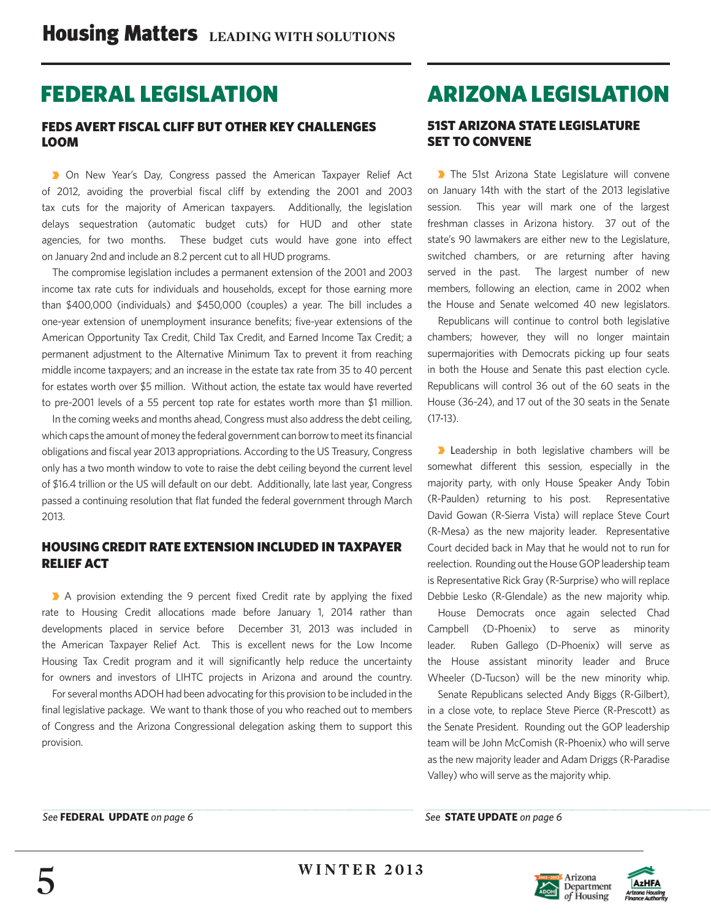# FEDERAL LEGISLATION

## FEDS AVERT FISCAL CLIFF BUT OTHER KEY CHALLENGES LOOM

On New Year's Day, Congress passed the American Taxpayer Relief Act of 2012, avoiding the proverbial fiscal cliff by extending the 2001 and 2003 tax cuts for the majority of American taxpayers. Additionally, the legislation delays sequestration (automatic budget cuts) for HUD and other state agencies, for two months. These budget cuts would have gone into effect on January 2nd and include an 8.2 percent cut to all HUD programs.

The compromise legislation includes a permanent extension of the 2001 and 2003 income tax rate cuts for individuals and households, except for those earning more than $400,000 (individuals) and $450,000 (couples) a year. The bill includes a one-year extension of unemployment insurance benefits; five-year extensions of the American Opportunity Tax Credit, Child Tax Credit, and Earned Income Tax Credit; a permanent adjustment to the Alternative Minimum Tax to prevent it from reaching middle income taxpayers; and an increase in the estate tax rate from 35 to 40 percent for estates worth over $5 million. Without action, the estate tax would have reverted to pre-2001 levels of a 55 percent top rate for estates worth more than $1 million.

In the coming weeks and months ahead, Congress must also address the debt ceiling, which caps the amount of money the federal government can borrow to meet its financial obligations and fiscal year 2013 appropriations. According to the US Treasury, Congress only has a two month window to vote to raise the debt ceiling beyond the current level of $16.4 trillion or the US will default on our debt. Additionally, late last year, Congress passed a continuing resolution that flat funded the federal government through March 2013.

## HOUSING CREDIT RATE EXTENSION INCLUDED IN TAXPAYER RELIEF ACT

A provision extending the 9 percent fixed Credit rate by applying the fixed rate to Housing Credit allocations made before January 1, 2014 rather than developments placed in service before December 31, 2013 was included in the American Taxpayer Relief Act. This is excellent news for the Low Income Housing Tax Credit program and it will significantly help reduce the uncertainty for owners and investors of LIHTC projects in Arizona and around the country.

For several months ADOH had been advocating for this provision to be included in the final legislative package. We want to thank those of you who reached out to members of Congress and the Arizona Congressional delegation asking them to support this provision.

*See* **FEDERAL UPDATE** *on page 6*

# ARIZONA LEGISLATION

## 51ST ARIZONA STATE LEGISLATURE SET TO CONVENE

The 51st Arizona State Legislature will convene on January 14th with the start of the 2013 legislative session. This year will mark one of the largest freshman classes in Arizona history. 37 out of the state's 90 lawmakers are either new to the Legislature, switched chambers, or are returning after having served in the past. The largest number of new members, following an election, came in 2002 when the House and Senate welcomed 40 new legislators.

Republicans will continue to control both legislative chambers; however, they will no longer maintain supermajorities with Democrats picking up four seats in both the House and Senate this past election cycle. Republicans will control 36 out of the 60 seats in the House (36-24), and 17 out of the 30 seats in the Senate (17-13).

Leadership in both legislative chambers will be somewhat different this session, especially in the majority party, with only House Speaker Andy Tobin (R-Paulden) returning to his post. Representative David Gowan (R-Sierra Vista) will replace Steve Court (R-Mesa) as the new majority leader. Representative Court decided back in May that he would not to run for reelection. Rounding out the House GOP leadership team is Representative Rick Gray (R-Surprise) who will replace Debbie Lesko (R-Glendale) as the new majority whip.

House Democrats once again selected Chad Campbell (D-Phoenix) to serve as minority leader. Ruben Gallego (D-Phoenix) will serve as the House assistant minority leader and Bruce Wheeler (D-Tucson) will be the new minority whip.

Senate Republicans selected Andy Biggs (R-Gilbert), in a close vote, to replace Steve Pierce (R-Prescott) as the Senate President. Rounding out the GOP leadership team will be John McComish (R-Phoenix) who will serve as the new majority leader and Adam Driggs (R-Paradise Valley) who will serve as the majority whip.

*See* **STATE UPDATE** *on page 6*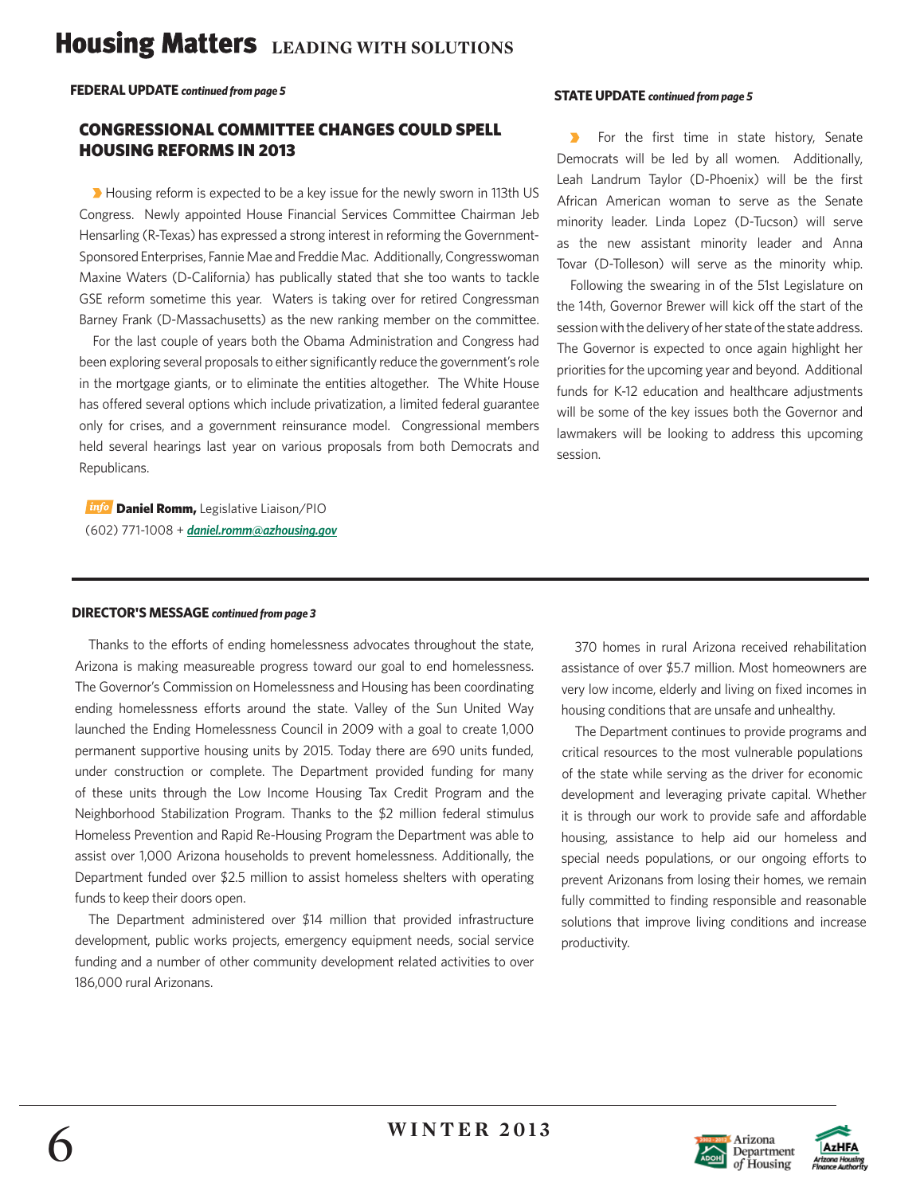**FEDERAL UPDATE** ***continued from page 5***

### CONGRESSIONAL COMMITTEE CHANGES COULD SPELL HOUSING REFORMS IN 2013

Housing reform is expected to be a key issue for the newly sworn in 113th US Congress. Newly appointed House Financial Services Committee Chairman Jeb Hensarling (R-Texas) has expressed a strong interest in reforming the Government-Sponsored Enterprises, Fannie Mae and Freddie Mac. Additionally, Congresswoman Maxine Waters (D-California) has publically stated that she too wants to tackle GSE reform sometime this year. Waters is taking over for retired Congressman Barney Frank (D-Massachusetts) as the new ranking member on the committee.

For the last couple of years both the Obama Administration and Congress had been exploring several proposals to either significantly reduce the government's role in the mortgage giants, or to eliminate the entities altogether. The White House has offered several options which include privatization, a limited federal guarantee only for crises, and a government reinsurance model. Congressional members held several hearings last year on various proposals from both Democrats and Republicans.

*info* **Daniel Romm,** Legislative Liaison/PIO
(602) 771-1008 + ***daniel.romm@azhousing.gov***

**STATE UPDATE** ***continued from page 5***

For the first time in state history, Senate Democrats will be led by all women. Additionally, Leah Landrum Taylor (D-Phoenix) will be the first African American woman to serve as the Senate minority leader. Linda Lopez (D-Tucson) will serve as the new assistant minority leader and Anna Tovar (D-Tolleson) will serve as the minority whip.

Following the swearing in of the 51st Legislature on the 14th, Governor Brewer will kick off the start of the session with the delivery of her state of the state address. The Governor is expected to once again highlight her priorities for the upcoming year and beyond. Additional funds for K-12 education and healthcare adjustments will be some of the key issues both the Governor and lawmakers will be looking to address this upcoming session.

---

**DIRECTOR'S MESSAGE** ***continued from page 3***

Thanks to the efforts of ending homelessness advocates throughout the state, Arizona is making measureable progress toward our goal to end homelessness. The Governor's Commission on Homelessness and Housing has been coordinating ending homelessness efforts around the state. Valley of the Sun United Way launched the Ending Homelessness Council in 2009 with a goal to create 1,000 permanent supportive housing units by 2015. Today there are 690 units funded, under construction or complete. The Department provided funding for many of these units through the Low Income Housing Tax Credit Program and the Neighborhood Stabilization Program. Thanks to the $2 million federal stimulus Homeless Prevention and Rapid Re-Housing Program the Department was able to assist over 1,000 Arizona households to prevent homelessness. Additionally, the Department funded over $2.5 million to assist homeless shelters with operating funds to keep their doors open.

The Department administered over $14 million that provided infrastructure development, public works projects, emergency equipment needs, social service funding and a number of other community development related activities to over 186,000 rural Arizonans.

370 homes in rural Arizona received rehabilitation assistance of over $5.7 million. Most homeowners are very low income, elderly and living on fixed incomes in housing conditions that are unsafe and unhealthy.

The Department continues to provide programs and critical resources to the most vulnerable populations of the state while serving as the driver for economic development and leveraging private capital. Whether it is through our work to provide safe and affordable housing, assistance to help aid our homeless and special needs populations, or our ongoing efforts to prevent Arizonans from losing their homes, we remain fully committed to finding responsible and reasonable solutions that improve living conditions and increase productivity.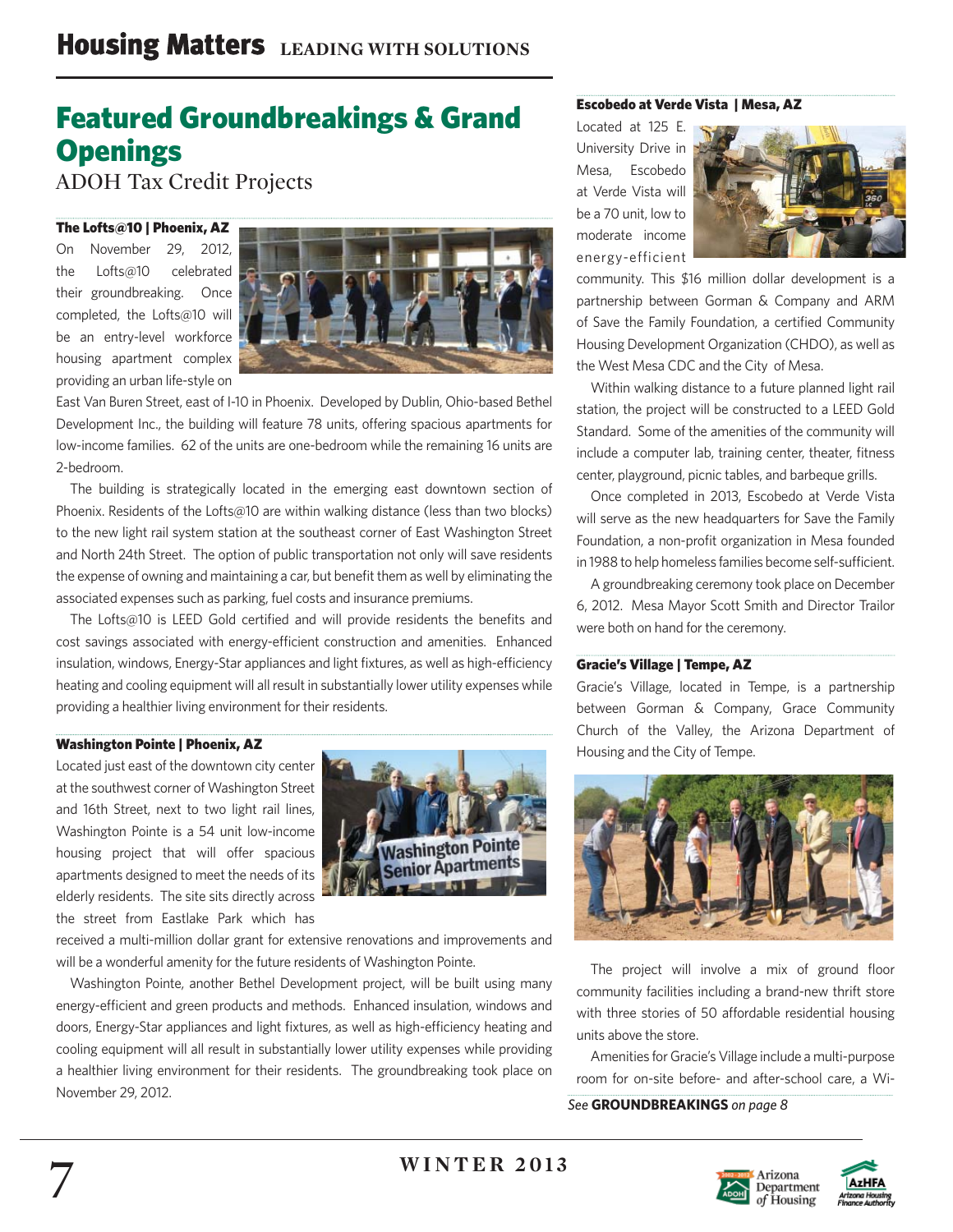# Featured Groundbreakings & Grand Openings

ADOH Tax Credit Projects

### The Lofts@10 | Phoenix, AZ

On November 29, 2012, the Lofts@10 celebrated their groundbreaking. Once completed, the Lofts@10 will be an entry-level workforce housing apartment complex providing an urban life-style on East Van Buren Street, east of I-10 in Phoenix. Developed by Dublin, Ohio-based Bethel Development Inc., the building will feature 78 units, offering spacious apartments for low-income families. 62 of the units are one-bedroom while the remaining 16 units are 2-bedroom.

The building is strategically located in the emerging east downtown section of Phoenix. Residents of the Lofts@10 are within walking distance (less than two blocks) to the new light rail system station at the southeast corner of East Washington Street and North 24th Street. The option of public transportation not only will save residents the expense of owning and maintaining a car, but benefit them as well by eliminating the associated expenses such as parking, fuel costs and insurance premiums.

The Lofts@10 is LEED Gold certified and will provide residents the benefits and cost savings associated with energy-efficient construction and amenities. Enhanced insulation, windows, Energy-Star appliances and light fixtures, as well as high-efficiency heating and cooling equipment will all result in substantially lower utility expenses while providing a healthier living environment for their residents.

### Washington Pointe | Phoenix, AZ

Located just east of the downtown city center at the southwest corner of Washington Street and 16th Street, next to two light rail lines, Washington Pointe is a 54 unit low-income housing project that will offer spacious apartments designed to meet the needs of its elderly residents. The site sits directly across the street from Eastlake Park which has received a multi-million dollar grant for extensive renovations and improvements and will be a wonderful amenity for the future residents of Washington Pointe.

Washington Pointe, another Bethel Development project, will be built using many energy-efficient and green products and methods. Enhanced insulation, windows and doors, Energy-Star appliances and light fixtures, as well as high-efficiency heating and cooling equipment will all result in substantially lower utility expenses while providing a healthier living environment for their residents. The groundbreaking took place on November 29, 2012.

### Escobedo at Verde Vista | Mesa, AZ

Located at 125 E. University Drive in Mesa, Escobedo at Verde Vista will be a 70 unit, low to moderate income energy-efficient community. This $16 million dollar development is a partnership between Gorman & Company and ARM of Save the Family Foundation, a certified Community Housing Development Organization (CHDO), as well as the West Mesa CDC and the City of Mesa.

Within walking distance to a future planned light rail station, the project will be constructed to a LEED Gold Standard. Some of the amenities of the community will include a computer lab, training center, theater, fitness center, playground, picnic tables, and barbeque grills.

Once completed in 2013, Escobedo at Verde Vista will serve as the new headquarters for Save the Family Foundation, a non-profit organization in Mesa founded in 1988 to help homeless families become self-sufficient.

A groundbreaking ceremony took place on December 6, 2012. Mesa Mayor Scott Smith and Director Trailor were both on hand for the ceremony.

### Gracie's Village | Tempe, AZ

Gracie's Village, located in Tempe, is a partnership between Gorman & Company, Grace Community Church of the Valley, the Arizona Department of Housing and the City of Tempe.

The project will involve a mix of ground floor community facilities including a brand-new thrift store with three stories of 50 affordable residential housing units above the store.

Amenities for Gracie's Village include a multi-purpose room for on-site before- and after-school care, a Wi-

*See* **GROUNDBREAKINGS** *on page 8*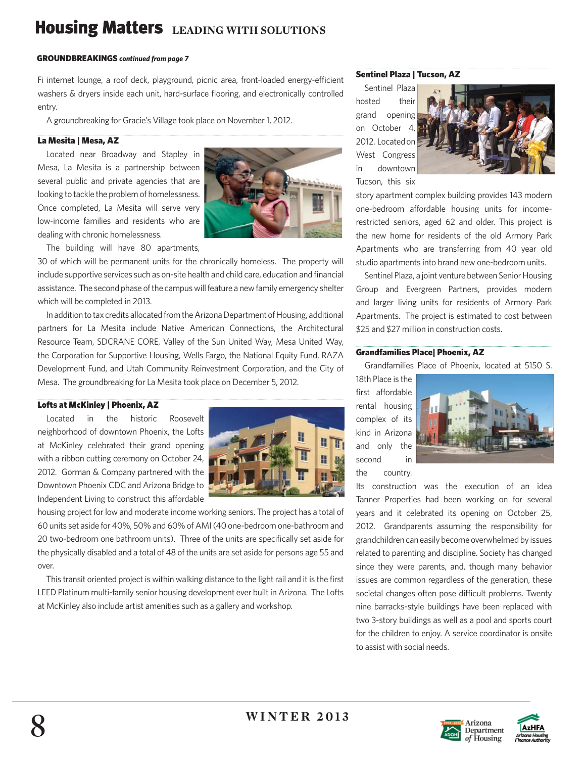**GROUNDBREAKINGS** ***continued from page 7***

Fi internet lounge, a roof deck, playground, picnic area, front-loaded energy-efficient washers & dryers inside each unit, hard-surface flooring, and electronically controlled entry.

A groundbreaking for Gracie's Village took place on November 1, 2012.

### La Mesita | Mesa, AZ

Located near Broadway and Stapley in Mesa, La Mesita is a partnership between several public and private agencies that are looking to tackle the problem of homelessness. Once completed, La Mesita will serve very low-income families and residents who are dealing with chronic homelessness.

The building will have 80 apartments, 30 of which will be permanent units for the chronically homeless. The property will include supportive services such as on-site health and child care, education and financial assistance. The second phase of the campus will feature a new family emergency shelter which will be completed in 2013.

In addition to tax credits allocated from the Arizona Department of Housing, additional partners for La Mesita include Native American Connections, the Architectural Resource Team, SDCRANE CORE, Valley of the Sun United Way, Mesa United Way, the Corporation for Supportive Housing, Wells Fargo, the National Equity Fund, RAZA Development Fund, and Utah Community Reinvestment Corporation, and the City of Mesa. The groundbreaking for La Mesita took place on December 5, 2012.

### Lofts at McKinley | Phoenix, AZ

Located in the historic Roosevelt neighborhood of downtown Phoenix, the Lofts at McKinley celebrated their grand opening with a ribbon cutting ceremony on October 24, 2012. Gorman & Company partnered with the Downtown Phoenix CDC and Arizona Bridge to Independent Living to construct this affordable housing project for low and moderate income working seniors. The project has a total of 60 units set aside for 40%, 50% and 60% of AMI (40 one-bedroom one-bathroom and 20 two-bedroom one bathroom units). Three of the units are specifically set aside for the physically disabled and a total of 48 of the units are set aside for persons age 55 and over.

This transit oriented project is within walking distance to the light rail and it is the first LEED Platinum multi-family senior housing development ever built in Arizona. The Lofts at McKinley also include artist amenities such as a gallery and workshop.

### Sentinel Plaza | Tucson, AZ

Sentinel Plaza hosted their grand opening on October 4, 2012. Located on West Congress in downtown Tucson, this six story apartment complex building provides 143 modern one-bedroom affordable housing units for income-restricted seniors, aged 62 and older. This project is the new home for residents of the old Armory Park Apartments who are transferring from 40 year old studio apartments into brand new one-bedroom units.

Sentinel Plaza, a joint venture between Senior Housing Group and Evergreen Partners, provides modern and larger living units for residents of Armory Park Apartments. The project is estimated to cost between $25 and $27 million in construction costs.

### Grandfamilies Place| Phoenix, AZ

Grandfamilies Place of Phoenix, located at 5150 S. 18th Place is the first affordable rental housing complex of its kind in Arizona and only the second in the country. Its construction was the execution of an idea Tanner Properties had been working on for several years and it celebrated its opening on October 25, 2012. Grandparents assuming the responsibility for grandchildren can easily become overwhelmed by issues related to parenting and discipline. Society has changed since they were parents, and, though many behavior issues are common regardless of the generation, these societal changes often pose difficult problems. Twenty nine barracks-style buildings have been replaced with two 3-story buildings as well as a pool and sports court for the children to enjoy. A service coordinator is onsite to assist with social needs.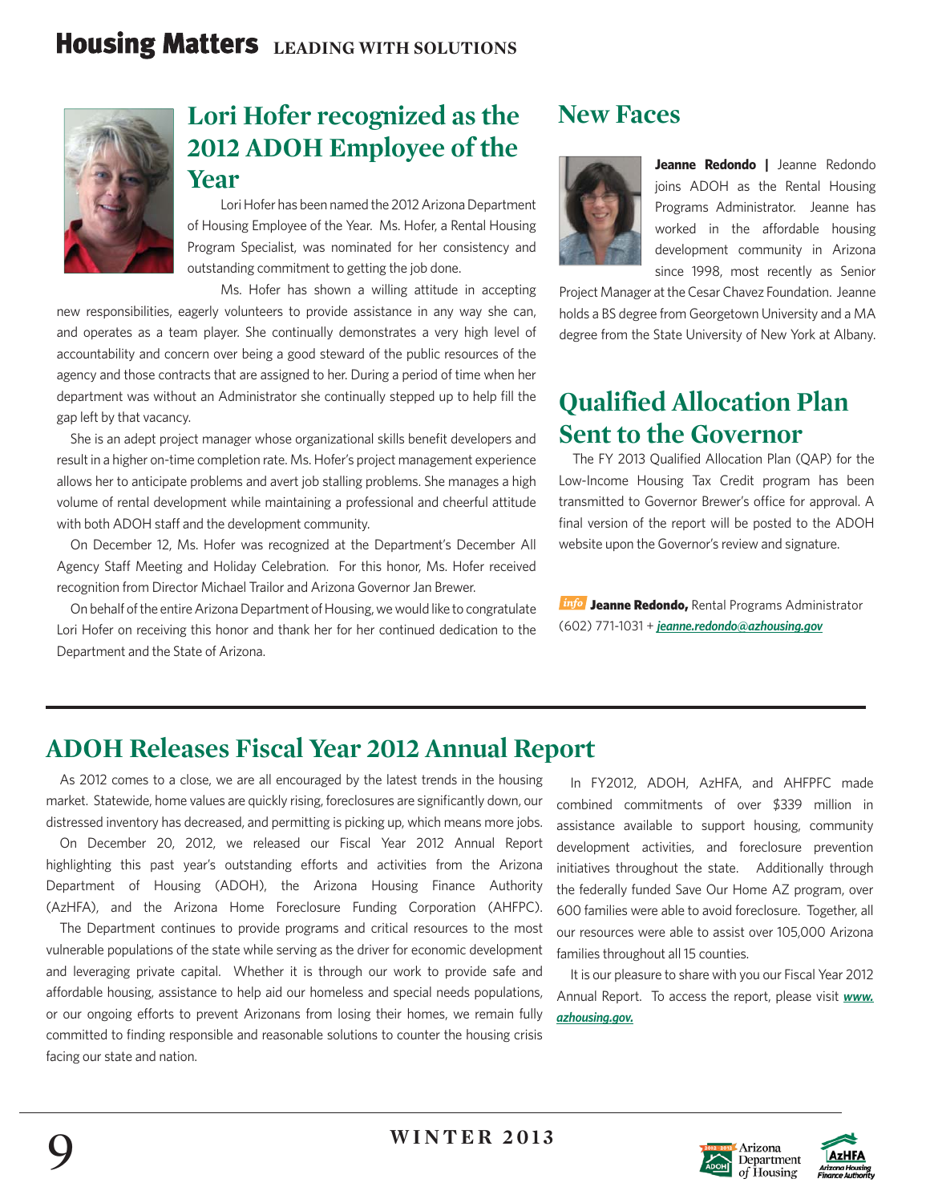## Lori Hofer recognized as the 2012 ADOH Employee of the Year

Lori Hofer has been named the 2012 Arizona Department of Housing Employee of the Year. Ms. Hofer, a Rental Housing Program Specialist, was nominated for her consistency and outstanding commitment to getting the job done.

Ms. Hofer has shown a willing attitude in accepting new responsibilities, eagerly volunteers to provide assistance in any way she can, and operates as a team player. She continually demonstrates a very high level of accountability and concern over being a good steward of the public resources of the agency and those contracts that are assigned to her. During a period of time when her department was without an Administrator she continually stepped up to help fill the gap left by that vacancy.

She is an adept project manager whose organizational skills benefit developers and result in a higher on-time completion rate. Ms. Hofer's project management experience allows her to anticipate problems and avert job stalling problems. She manages a high volume of rental development while maintaining a professional and cheerful attitude with both ADOH staff and the development community.

On December 12, Ms. Hofer was recognized at the Department's December All Agency Staff Meeting and Holiday Celebration. For this honor, Ms. Hofer received recognition from Director Michael Trailor and Arizona Governor Jan Brewer.

On behalf of the entire Arizona Department of Housing, we would like to congratulate Lori Hofer on receiving this honor and thank her for her continued dedication to the Department and the State of Arizona.

## New Faces

**Jeanne Redondo |** Jeanne Redondo joins ADOH as the Rental Housing Programs Administrator. Jeanne has worked in the affordable housing development community in Arizona since 1998, most recently as Senior Project Manager at the Cesar Chavez Foundation. Jeanne holds a BS degree from Georgetown University and a MA degree from the State University of New York at Albany.

## Qualified Allocation Plan Sent to the Governor

The FY 2013 Qualified Allocation Plan (QAP) for the Low-Income Housing Tax Credit program has been transmitted to Governor Brewer's office for approval. A final version of the report will be posted to the ADOH website upon the Governor's review and signature.

*info* **Jeanne Redondo,** Rental Programs Administrator (602) 771-1031 + ***jeanne.redondo@azhousing.gov***

## ADOH Releases Fiscal Year 2012 Annual Report

As 2012 comes to a close, we are all encouraged by the latest trends in the housing market. Statewide, home values are quickly rising, foreclosures are significantly down, our distressed inventory has decreased, and permitting is picking up, which means more jobs.

On December 20, 2012, we released our Fiscal Year 2012 Annual Report highlighting this past year's outstanding efforts and activities from the Arizona Department of Housing (ADOH), the Arizona Housing Finance Authority (AzHFA), and the Arizona Home Foreclosure Funding Corporation (AHFPC).

The Department continues to provide programs and critical resources to the most vulnerable populations of the state while serving as the driver for economic development and leveraging private capital. Whether it is through our work to provide safe and affordable housing, assistance to help aid our homeless and special needs populations, or our ongoing efforts to prevent Arizonans from losing their homes, we remain fully committed to finding responsible and reasonable solutions to counter the housing crisis facing our state and nation.

In FY2012, ADOH, AzHFA, and AHFPFC made combined commitments of over $339 million in assistance available to support housing, community development activities, and foreclosure prevention initiatives throughout the state. Additionally through the federally funded Save Our Home AZ program, over 600 families were able to avoid foreclosure. Together, all our resources were able to assist over 105,000 Arizona families throughout all 15 counties.

It is our pleasure to share with you our Fiscal Year 2012 Annual Report. To access the report, please visit ***www.azhousing.gov.***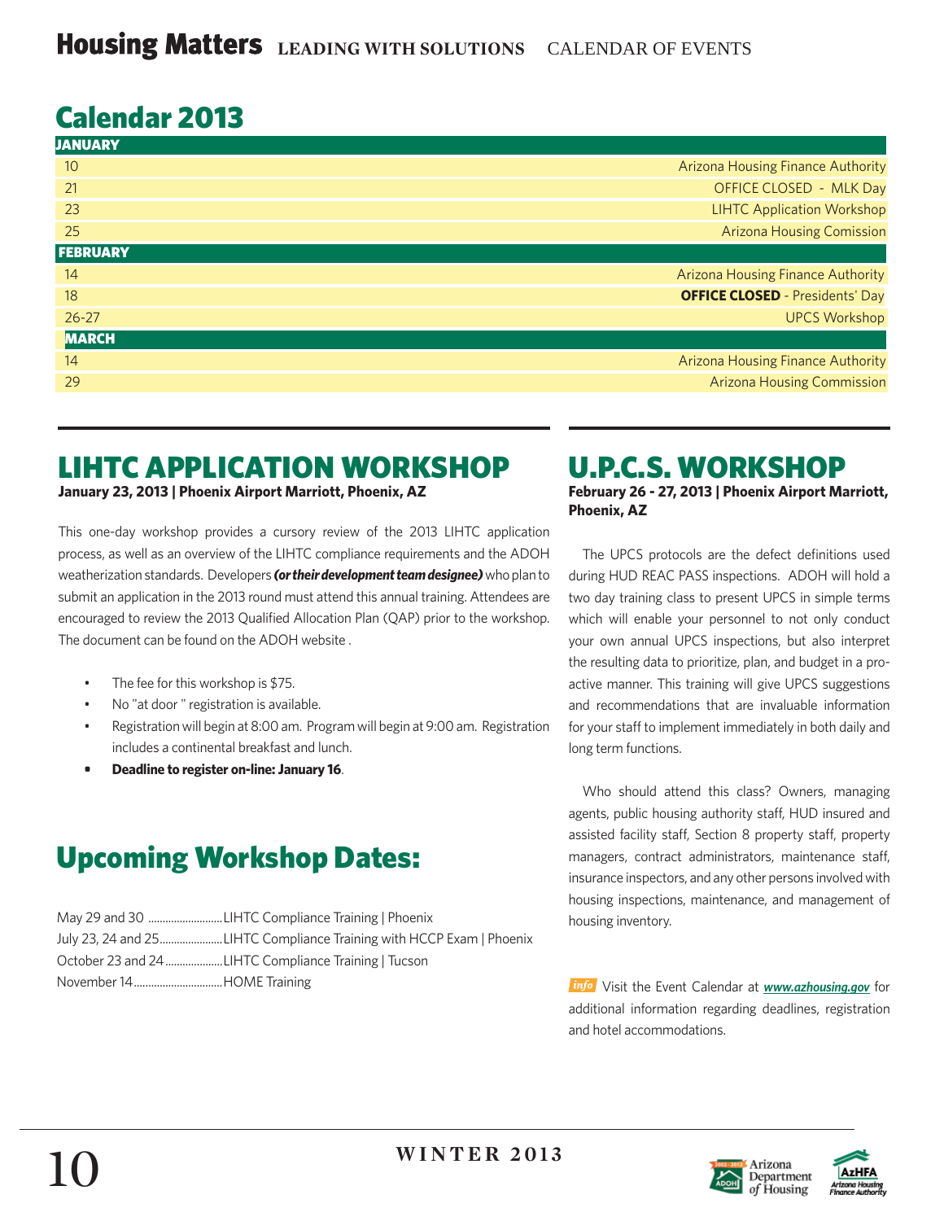# Calendar 2013

| | |
|---|---|
| **JANUARY** | |
| 10 | Arizona Housing Finance Authority |
| 21 | OFFICE CLOSED - MLK Day |
| 23 | LIHTC Application Workshop |
| 25 | Arizona Housing Comission |
| **FEBRUARY** | |
| 14 | Arizona Housing Finance Authority |
| 18 | **OFFICE CLOSED** - Presidents' Day |
| 26-27 | UPCS Workshop |
| **MARCH** | |
| 14 | Arizona Housing Finance Authority |
| 29 | Arizona Housing Commission |

## LIHTC APPLICATION WORKSHOP

**January 23, 2013 | Phoenix Airport Marriott, Phoenix, AZ**

This one-day workshop provides a cursory review of the 2013 LIHTC application process, as well as an overview of the LIHTC compliance requirements and the ADOH weatherization standards. Developers ***(or their development team designee)*** who plan to submit an application in the 2013 round must attend this annual training. Attendees are encouraged to review the 2013 Qualified Allocation Plan (QAP) prior to the workshop. The document can be found on the ADOH website .

- The fee for this workshop is $75.
- No "at door " registration is available.
- Registration will begin at 8:00 am. Program will begin at 9:00 am. Registration includes a continental breakfast and lunch.
- **Deadline to register on-line: January 16**.

## Upcoming Workshop Dates:

May 29 and 30 ..........................LIHTC Compliance Training | Phoenix
July 23, 24 and 25......................LIHTC Compliance Training with HCCP Exam | Phoenix
October 23 and 24....................LIHTC Compliance Training | Tucson
November 14...............................HOME Training

## U.P.C.S. WORKSHOP

**February 26 - 27, 2013 | Phoenix Airport Marriott, Phoenix, AZ**

The UPCS protocols are the defect definitions used during HUD REAC PASS inspections. ADOH will hold a two day training class to present UPCS in simple terms which will enable your personnel to not only conduct your own annual UPCS inspections, but also interpret the resulting data to prioritize, plan, and budget in a pro-active manner. This training will give UPCS suggestions and recommendations that are invaluable information for your staff to implement immediately in both daily and long term functions.

Who should attend this class? Owners, managing agents, public housing authority staff, HUD insured and assisted facility staff, Section 8 property staff, property managers, contract administrators, maintenance staff, insurance inspectors, and any other persons involved with housing inspections, maintenance, and management of housing inventory.

*info* Visit the Event Calendar at ***www.azhousing.gov*** for additional information regarding deadlines, registration and hotel accommodations.